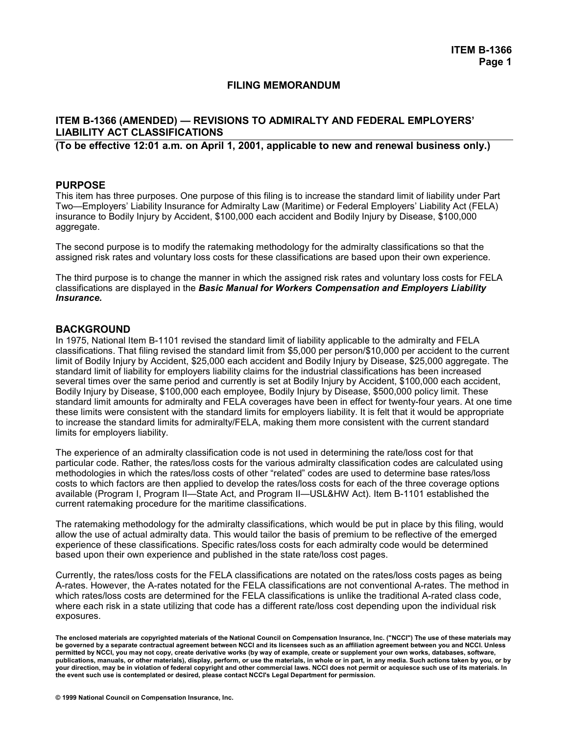## FILING MEMORANDUM

### ITEM B-1366 (AMENDED) — REVISIONS TO ADMIRALTY AND FEDERAL EMPLOYERS' LIABILITY ACT CLASSIFICATIONS

**(To be effective 12:01 a.m. on April 1, 2001, applicable to new and renewal business only.)**

### PURPOSE

This item has three purposes. One purpose of this filing is to increase the standard limit of liability under Part Two—Employers' Liability Insurance for Admiralty Law (Maritime) or Federal Employers' Liability Act (FELA) insurance to Bodily Injury by Accident, $100,000 each accident and Bodily Injury by Disease, $100,000 aggregate.

The second purpose is to modify the ratemaking methodology for the admiralty classifications so that the assigned risk rates and voluntary loss costs for these classifications are based upon their own experience.

The third purpose is to change the manner in which the assigned risk rates and voluntary loss costs for FELA classifications are displayed in the ***Basic Manual for Workers Compensation and Employers Liability Insurance.***

### BACKGROUND

In 1975, National Item B-1101 revised the standard limit of liability applicable to the admiralty and FELA classifications. That filing revised the standard limit from $5,000 per person/$10,000 per accident to the current limit of Bodily Injury by Accident, $25,000 each accident and Bodily Injury by Disease, $25,000 aggregate. The standard limit of liability for employers liability claims for the industrial classifications has been increased several times over the same period and currently is set at Bodily Injury by Accident, $100,000 each accident, Bodily Injury by Disease, $100,000 each employee, Bodily Injury by Disease, $500,000 policy limit. These standard limit amounts for admiralty and FELA coverages have been in effect for twenty-four years. At one time these limits were consistent with the standard limits for employers liability. It is felt that it would be appropriate to increase the standard limits for admiralty/FELA, making them more consistent with the current standard limits for employers liability.

The experience of an admiralty classification code is not used in determining the rate/loss cost for that particular code. Rather, the rates/loss costs for the various admiralty classification codes are calculated using methodologies in which the rates/loss costs of other "related" codes are used to determine base rates/loss costs to which factors are then applied to develop the rates/loss costs for each of the three coverage options available (Program I, Program II—State Act, and Program II—USL&HW Act). Item B-1101 established the current ratemaking procedure for the maritime classifications.

The ratemaking methodology for the admiralty classifications, which would be put in place by this filing, would allow the use of actual admiralty data. This would tailor the basis of premium to be reflective of the emerged experience of these classifications. Specific rates/loss costs for each admiralty code would be determined based upon their own experience and published in the state rate/loss cost pages.

Currently, the rates/loss costs for the FELA classifications are notated on the rates/loss costs pages as being A-rates. However, the A-rates notated for the FELA classifications are not conventional A-rates. The method in which rates/loss costs are determined for the FELA classifications is unlike the traditional A-rated class code, where each risk in a state utilizing that code has a different rate/loss cost depending upon the individual risk exposures.

**The enclosed materials are copyrighted materials of the National Council on Compensation Insurance, Inc. ("NCCI") The use of these materials may be governed by a separate contractual agreement between NCCI and its licensees such as an affiliation agreement between you and NCCI. Unless permitted by NCCI, you may not copy, create derivative works (by way of example, create or supplement your own works, databases, software, publications, manuals, or other materials), display, perform, or use the materials, in whole or in part, in any media. Such actions taken by you, or by your direction, may be in violation of federal copyright and other commercial laws. NCCI does not permit or acquiesce such use of its materials. In the event such use is contemplated or desired, please contact NCCI's Legal Department for permission.**

**© 1999 National Council on Compensation Insurance, Inc.**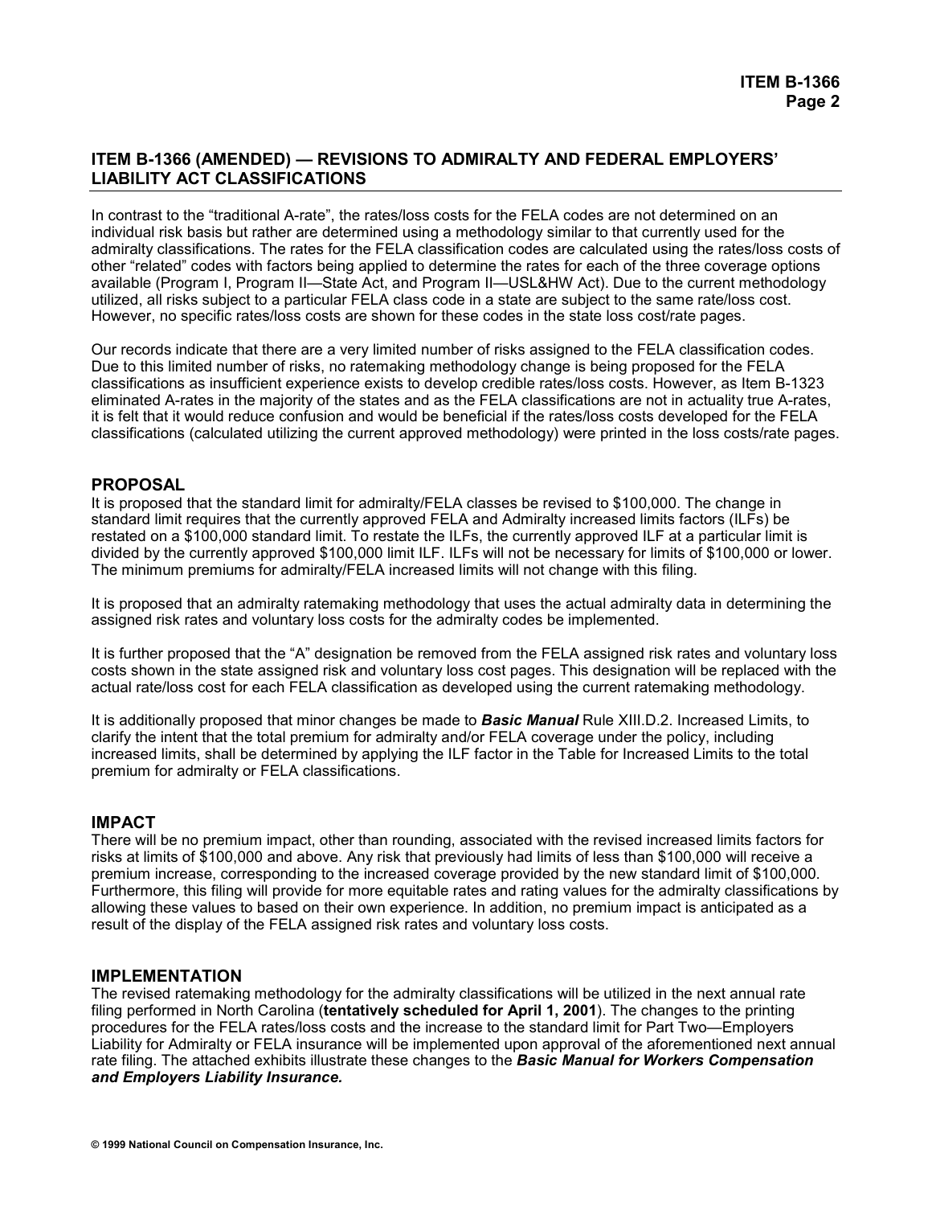## ITEM B-1366 (AMENDED) — REVISIONS TO ADMIRALTY AND FEDERAL EMPLOYERS' LIABILITY ACT CLASSIFICATIONS

In contrast to the "traditional A-rate", the rates/loss costs for the FELA codes are not determined on an individual risk basis but rather are determined using a methodology similar to that currently used for the admiralty classifications. The rates for the FELA classification codes are calculated using the rates/loss costs of other "related" codes with factors being applied to determine the rates for each of the three coverage options available (Program I, Program II—State Act, and Program II—USL&HW Act). Due to the current methodology utilized, all risks subject to a particular FELA class code in a state are subject to the same rate/loss cost. However, no specific rates/loss costs are shown for these codes in the state loss cost/rate pages.

Our records indicate that there are a very limited number of risks assigned to the FELA classification codes. Due to this limited number of risks, no ratemaking methodology change is being proposed for the FELA classifications as insufficient experience exists to develop credible rates/loss costs. However, as Item B-1323 eliminated A-rates in the majority of the states and as the FELA classifications are not in actuality true A-rates, it is felt that it would reduce confusion and would be beneficial if the rates/loss costs developed for the FELA classifications (calculated utilizing the current approved methodology) were printed in the loss costs/rate pages.

### PROPOSAL

It is proposed that the standard limit for admiralty/FELA classes be revised to $100,000. The change in standard limit requires that the currently approved FELA and Admiralty increased limits factors (ILFs) be restated on a $100,000 standard limit. To restate the ILFs, the currently approved ILF at a particular limit is divided by the currently approved $100,000 limit ILF. ILFs will not be necessary for limits of $100,000 or lower. The minimum premiums for admiralty/FELA increased limits will not change with this filing.

It is proposed that an admiralty ratemaking methodology that uses the actual admiralty data in determining the assigned risk rates and voluntary loss costs for the admiralty codes be implemented.

It is further proposed that the "A" designation be removed from the FELA assigned risk rates and voluntary loss costs shown in the state assigned risk and voluntary loss cost pages. This designation will be replaced with the actual rate/loss cost for each FELA classification as developed using the current ratemaking methodology.

It is additionally proposed that minor changes be made to ***Basic Manual*** Rule XIII.D.2. Increased Limits, to clarify the intent that the total premium for admiralty and/or FELA coverage under the policy, including increased limits, shall be determined by applying the ILF factor in the Table for Increased Limits to the total premium for admiralty or FELA classifications.

### IMPACT

There will be no premium impact, other than rounding, associated with the revised increased limits factors for risks at limits of $100,000 and above. Any risk that previously had limits of less than $100,000 will receive a premium increase, corresponding to the increased coverage provided by the new standard limit of $100,000. Furthermore, this filing will provide for more equitable rates and rating values for the admiralty classifications by allowing these values to based on their own experience. In addition, no premium impact is anticipated as a result of the display of the FELA assigned risk rates and voluntary loss costs.

### IMPLEMENTATION

The revised ratemaking methodology for the admiralty classifications will be utilized in the next annual rate filing performed in North Carolina (**tentatively scheduled for April 1, 2001**). The changes to the printing procedures for the FELA rates/loss costs and the increase to the standard limit for Part Two—Employers Liability for Admiralty or FELA insurance will be implemented upon approval of the aforementioned next annual rate filing. The attached exhibits illustrate these changes to the ***Basic Manual for Workers Compensation and Employers Liability Insurance.***

© 1999 National Council on Compensation Insurance, Inc.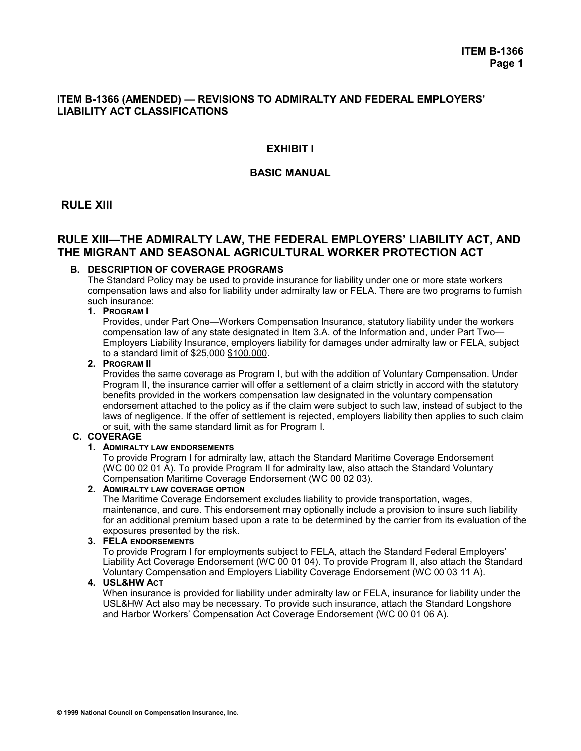## ITEM B-1366 (AMENDED) — REVISIONS TO ADMIRALTY AND FEDERAL EMPLOYERS' LIABILITY ACT CLASSIFICATIONS

### EXHIBIT I

### BASIC MANUAL

## RULE XIII

## RULE XIII—THE ADMIRALTY LAW, THE FEDERAL EMPLOYERS' LIABILITY ACT, AND THE MIGRANT AND SEASONAL AGRICULTURAL WORKER PROTECTION ACT

**B. DESCRIPTION OF COVERAGE PROGRAMS**

The Standard Policy may be used to provide insurance for liability under one or more state workers compensation laws and also for liability under admiralty law or FELA. There are two programs to furnish such insurance:

**1. PROGRAM I**

Provides, under Part One—Workers Compensation Insurance, statutory liability under the workers compensation law of any state designated in Item 3.A. of the Information and, under Part Two—Employers Liability Insurance, employers liability for damages under admiralty law or FELA, subject to a standard limit of ~~$25,000~~ $100,000.

**2. PROGRAM II**

Provides the same coverage as Program I, but with the addition of Voluntary Compensation. Under Program II, the insurance carrier will offer a settlement of a claim strictly in accord with the statutory benefits provided in the workers compensation law designated in the voluntary compensation endorsement attached to the policy as if the claim were subject to such law, instead of subject to the laws of negligence. If the offer of settlement is rejected, employers liability then applies to such claim or suit, with the same standard limit as for Program I.

**C. COVERAGE**

**1. ADMIRALTY LAW ENDORSEMENTS**

To provide Program I for admiralty law, attach the Standard Maritime Coverage Endorsement (WC 00 02 01 A). To provide Program II for admiralty law, also attach the Standard Voluntary Compensation Maritime Coverage Endorsement (WC 00 02 03).

**2. ADMIRALTY LAW COVERAGE OPTION**

The Maritime Coverage Endorsement excludes liability to provide transportation, wages, maintenance, and cure. This endorsement may optionally include a provision to insure such liability for an additional premium based upon a rate to be determined by the carrier from its evaluation of the exposures presented by the risk.

**3. FELA ENDORSEMENTS**

To provide Program I for employments subject to FELA, attach the Standard Federal Employers' Liability Act Coverage Endorsement (WC 00 01 04). To provide Program II, also attach the Standard Voluntary Compensation and Employers Liability Coverage Endorsement (WC 00 03 11 A).

**4. USL&HW ACT**

When insurance is provided for liability under admiralty law or FELA, insurance for liability under the USL&HW Act also may be necessary. To provide such insurance, attach the Standard Longshore and Harbor Workers' Compensation Act Coverage Endorsement (WC 00 01 06 A).

© 1999 National Council on Compensation Insurance, Inc.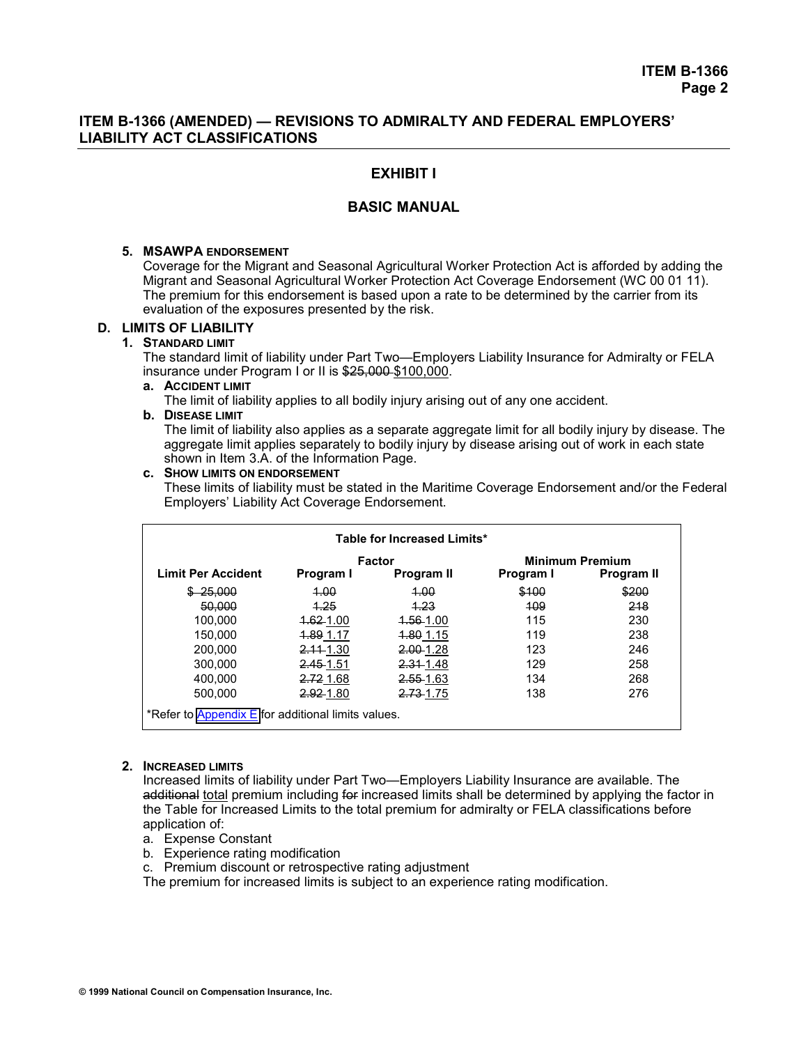## ITEM B-1366 (AMENDED) — REVISIONS TO ADMIRALTY AND FEDERAL EMPLOYERS' LIABILITY ACT CLASSIFICATIONS

### EXHIBIT I

### BASIC MANUAL

**5. MSAWPA ENDORSEMENT**

Coverage for the Migrant and Seasonal Agricultural Worker Protection Act is afforded by adding the Migrant and Seasonal Agricultural Worker Protection Act Coverage Endorsement (WC 00 01 11). The premium for this endorsement is based upon a rate to be determined by the carrier from its evaluation of the exposures presented by the risk.

**D. LIMITS OF LIABILITY**

**1. STANDARD LIMIT**

The standard limit of liability under Part Two—Employers Liability Insurance for Admiralty or FELA insurance under Program I or II is ~~$25,000~~ <u>$100,000</u>.

**a. ACCIDENT LIMIT**

The limit of liability applies to all bodily injury arising out of any one accident.

**b. DISEASE LIMIT**

The limit of liability also applies as a separate aggregate limit for all bodily injury by disease. The aggregate limit applies separately to bodily injury by disease arising out of work in each state shown in Item 3.A. of the Information Page.

**c. SHOW LIMITS ON ENDORSEMENT**

These limits of liability must be stated in the Maritime Coverage Endorsement and/or the Federal Employers' Liability Act Coverage Endorsement.

**Table for Increased Limits***

| | Factor | | Minimum Premium | |
|---|---|---|---|---|
| **Limit Per Accident** | **Program I** | **Program II** | **Program I** | **Program II** |
| ~~$ 25,000~~ | ~~1.00~~ | ~~1.00~~ | ~~$100~~ | ~~$200~~ |
| ~~50,000~~ | ~~1.25~~ | ~~1.23~~ | ~~109~~ | ~~218~~ |
| 100,000 | ~~1.62~~ <u>1.00</u> | ~~1.56~~ <u>1.00</u> | 115 | 230 |
| 150,000 | ~~1.89~~ <u>1.17</u> | ~~1.80~~ <u>1.15</u> | 119 | 238 |
| 200,000 | ~~2.11~~ <u>1.30</u> | ~~2.00~~ <u>1.28</u> | 123 | 246 |
| 300,000 | ~~2.45~~ <u>1.51</u> | ~~2.31~~ <u>1.48</u> | 129 | 258 |
| 400,000 | ~~2.72~~ <u>1.68</u> | ~~2.55~~ <u>1.63</u> | 134 | 268 |
| 500,000 | ~~2.92~~ <u>1.80</u> | ~~2.73~~ <u>1.75</u> | 138 | 276 |

*Refer to Appendix E for additional limits values.

**2. INCREASED LIMITS**

Increased limits of liability under Part Two—Employers Liability Insurance are available. The ~~additional~~ <u>total</u> premium including ~~for~~ increased limits shall be determined by applying the factor in the Table for Increased Limits to the total premium for admiralty or FELA classifications before application of:

a. Expense Constant
b. Experience rating modification
c. Premium discount or retrospective rating adjustment

The premium for increased limits is subject to an experience rating modification.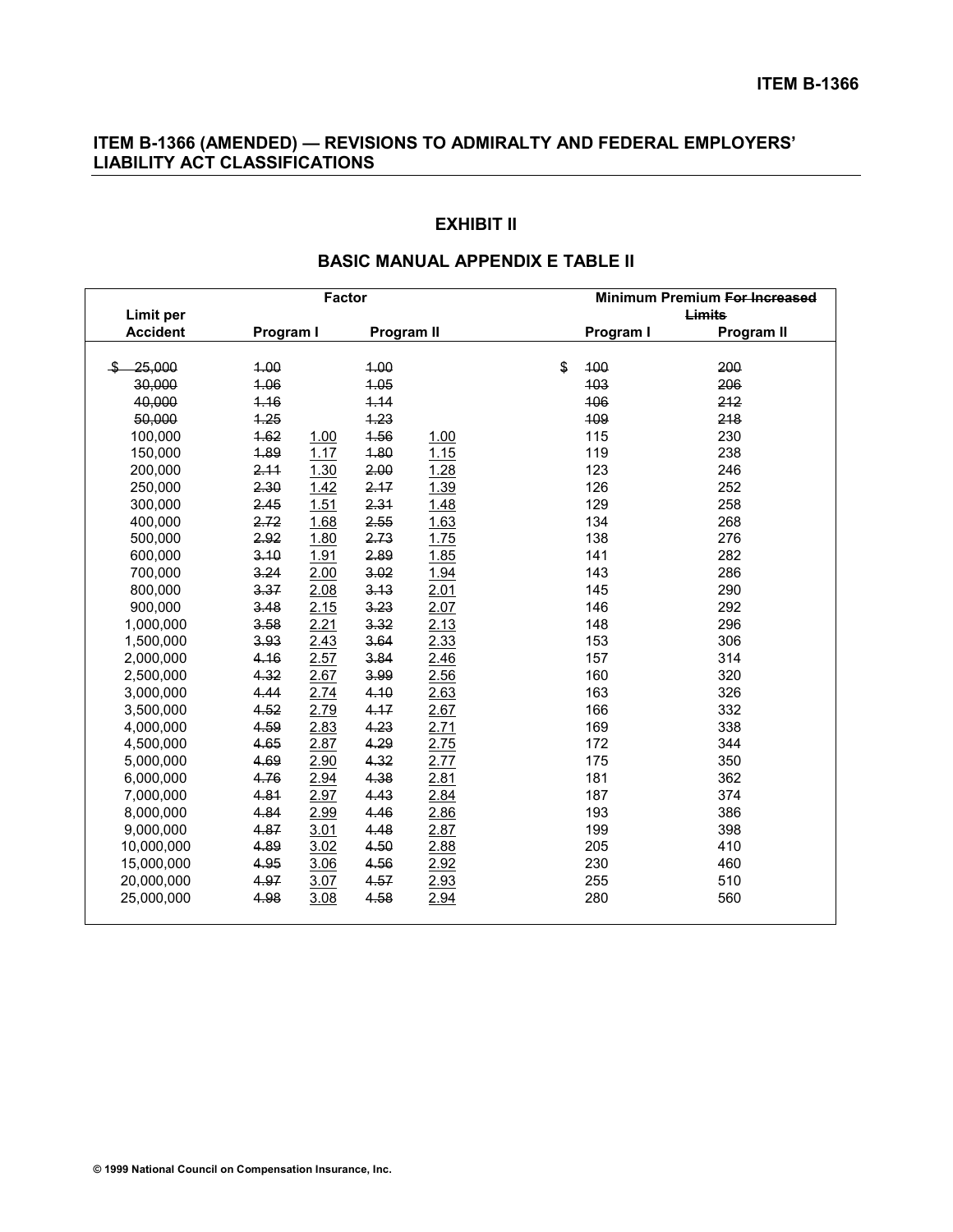## ITEM B-1366 (AMENDED) — REVISIONS TO ADMIRALTY AND FEDERAL EMPLOYERS' LIABILITY ACT CLASSIFICATIONS

### EXHIBIT II

### BASIC MANUAL APPENDIX E TABLE II

| Limit per Accident | Factor | | | | Minimum Premium ~~For Increased Limits~~ | |
|---|---|---|---|---|---|---|
| | Program I | | Program II | | Program I | Program II |
| ~~$ 25,000~~ | ~~1.00~~ | | ~~1.00~~ | | $ ~~100~~ | ~~200~~ |
| ~~30,000~~ | ~~1.06~~ | | ~~1.05~~ | | ~~103~~ | ~~206~~ |
| ~~40,000~~ | ~~1.16~~ | | ~~1.14~~ | | ~~106~~ | ~~212~~ |
| ~~50,000~~ | ~~1.25~~ | | ~~1.23~~ | | ~~109~~ | ~~218~~ |
| 100,000 | ~~1.62~~ | 1.00 | ~~1.56~~ | 1.00 | 115 | 230 |
| 150,000 | ~~1.89~~ | 1.17 | ~~1.80~~ | 1.15 | 119 | 238 |
| 200,000 | ~~2.11~~ | 1.30 | ~~2.00~~ | 1.28 | 123 | 246 |
| 250,000 | ~~2.30~~ | 1.42 | ~~2.17~~ | 1.39 | 126 | 252 |
| 300,000 | ~~2.45~~ | 1.51 | ~~2.31~~ | 1.48 | 129 | 258 |
| 400,000 | ~~2.72~~ | 1.68 | ~~2.55~~ | 1.63 | 134 | 268 |
| 500,000 | ~~2.92~~ | 1.80 | ~~2.73~~ | 1.75 | 138 | 276 |
| 600,000 | ~~3.10~~ | 1.91 | ~~2.89~~ | 1.85 | 141 | 282 |
| 700,000 | ~~3.24~~ | 2.00 | ~~3.02~~ | 1.94 | 143 | 286 |
| 800,000 | ~~3.37~~ | 2.08 | ~~3.13~~ | 2.01 | 145 | 290 |
| 900,000 | ~~3.48~~ | 2.15 | ~~3.23~~ | 2.07 | 146 | 292 |
| 1,000,000 | ~~3.58~~ | 2.21 | ~~3.32~~ | 2.13 | 148 | 296 |
| 1,500,000 | ~~3.93~~ | 2.43 | ~~3.64~~ | 2.33 | 153 | 306 |
| 2,000,000 | ~~4.16~~ | 2.57 | ~~3.84~~ | 2.46 | 157 | 314 |
| 2,500,000 | ~~4.32~~ | 2.67 | ~~3.99~~ | 2.56 | 160 | 320 |
| 3,000,000 | ~~4.44~~ | 2.74 | ~~4.10~~ | 2.63 | 163 | 326 |
| 3,500,000 | ~~4.52~~ | 2.79 | ~~4.17~~ | 2.67 | 166 | 332 |
| 4,000,000 | ~~4.59~~ | 2.83 | ~~4.23~~ | 2.71 | 169 | 338 |
| 4,500,000 | ~~4.65~~ | 2.87 | ~~4.29~~ | 2.75 | 172 | 344 |
| 5,000,000 | ~~4.69~~ | 2.90 | ~~4.32~~ | 2.77 | 175 | 350 |
| 6,000,000 | ~~4.76~~ | 2.94 | ~~4.38~~ | 2.81 | 181 | 362 |
| 7,000,000 | ~~4.81~~ | 2.97 | ~~4.43~~ | 2.84 | 187 | 374 |
| 8,000,000 | ~~4.84~~ | 2.99 | ~~4.46~~ | 2.86 | 193 | 386 |
| 9,000,000 | ~~4.87~~ | 3.01 | ~~4.48~~ | 2.87 | 199 | 398 |
| 10,000,000 | ~~4.89~~ | 3.02 | ~~4.50~~ | 2.88 | 205 | 410 |
| 15,000,000 | ~~4.95~~ | 3.06 | ~~4.56~~ | 2.92 | 230 | 460 |
| 20,000,000 | ~~4.97~~ | 3.07 | ~~4.57~~ | 2.93 | 255 | 510 |
| 25,000,000 | ~~4.98~~ | 3.08 | ~~4.58~~ | 2.94 | 280 | 560 |

© 1999 National Council on Compensation Insurance, Inc.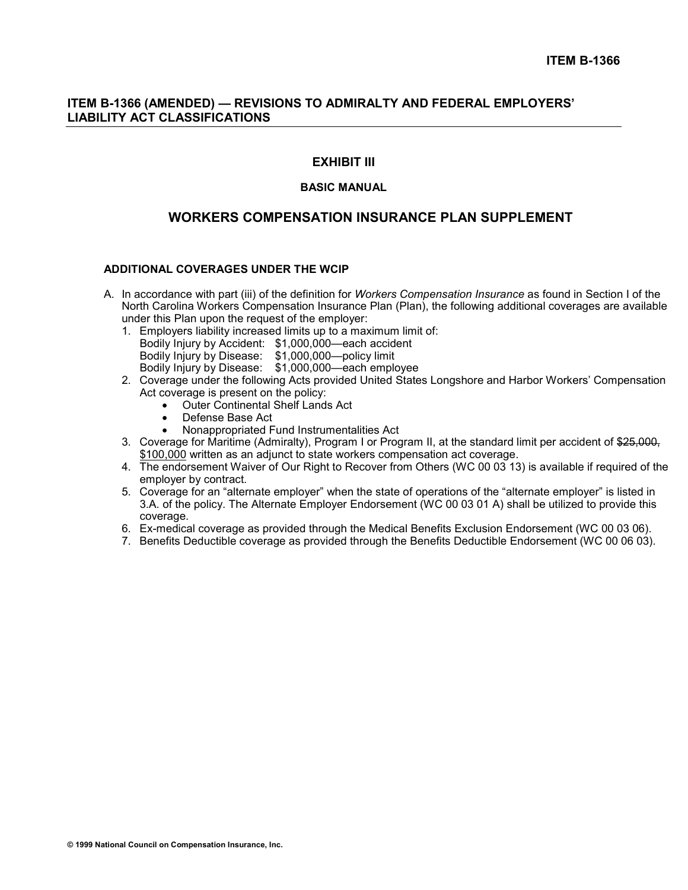## ITEM B-1366 (AMENDED) — REVISIONS TO ADMIRALTY AND FEDERAL EMPLOYERS' LIABILITY ACT CLASSIFICATIONS

### EXHIBIT III

#### BASIC MANUAL

### WORKERS COMPENSATION INSURANCE PLAN SUPPLEMENT

**ADDITIONAL COVERAGES UNDER THE WCIP**

A. In accordance with part (iii) of the definition for *Workers Compensation Insurance* as found in Section I of the North Carolina Workers Compensation Insurance Plan (Plan), the following additional coverages are available under this Plan upon the request of the employer:
   1. Employers liability increased limits up to a maximum limit of:
      Bodily Injury by Accident: $1,000,000—each accident
      Bodily Injury by Disease: $1,000,000—policy limit
      Bodily Injury by Disease: $1,000,000—each employee
   2. Coverage under the following Acts provided United States Longshore and Harbor Workers' Compensation Act coverage is present on the policy:
      - Outer Continental Shelf Lands Act
      - Defense Base Act
      - Nonappropriated Fund Instrumentalities Act
   3. Coverage for Maritime (Admiralty), Program I or Program II, at the standard limit per accident of ~~$25,000,~~ <u>$100,000</u> written as an adjunct to state workers compensation act coverage.
   4. The endorsement Waiver of Our Right to Recover from Others (WC 00 03 13) is available if required of the employer by contract.
   5. Coverage for an "alternate employer" when the state of operations of the "alternate employer" is listed in 3.A. of the policy. The Alternate Employer Endorsement (WC 00 03 01 A) shall be utilized to provide this coverage.
   6. Ex-medical coverage as provided through the Medical Benefits Exclusion Endorsement (WC 00 03 06).
   7. Benefits Deductible coverage as provided through the Benefits Deductible Endorsement (WC 00 06 03).

**© 1999 National Council on Compensation Insurance, Inc.**